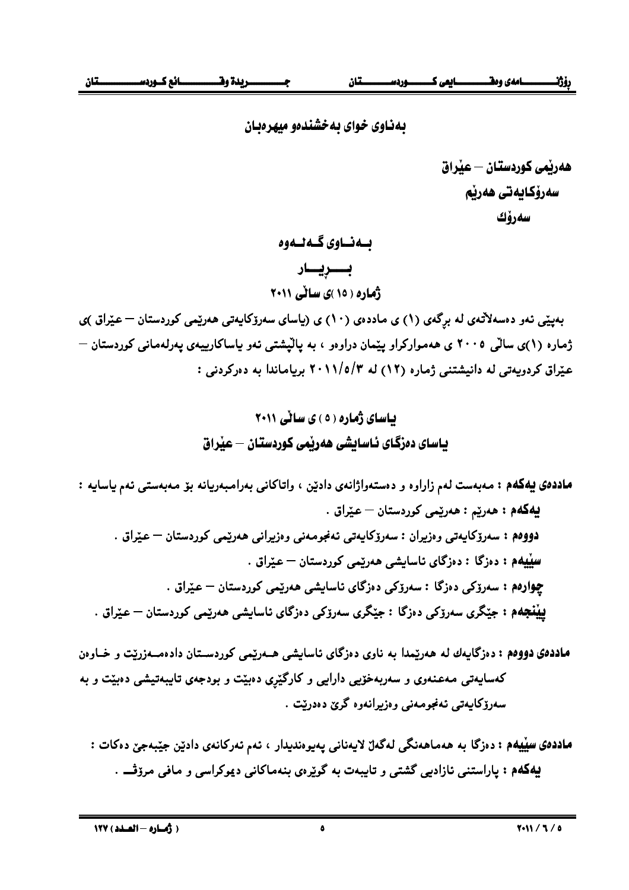بەناوی خوای بەخشندەو میهرەبان

**هەرێمی کوردستان – عێراق**
**سەرۆکایەتی هەرێم**
**سەرۆك**

## بـەنـاوی گـەلـەوە

## بـــڕیـــار

### ژمارە ( ١٥ )ی ساڵی ٢٠١١

بەپێی ئەو دەسەڵاتەی لە بڕگەی (١) ی ماددەی (١٠) ی (یاسای سەرۆکایەتی هەرێمی کوردستان – عێراق )ی ژمارە (١)ی ساڵی ٢٠٠٥ ی هەموارکراو پێمان دراوەو ، بە پاڵپشتی ئەو یاساکارییەی پەرلەمانی کوردستان – عێراق کردویەتی لە دانیشتنی ژمارە (١٢) لە ٢٠١١/٥/٣ بریارماندا بە دەرکردنی :

## یاسای ژمارە ( ٥ ) ی ساڵی ٢٠١١

## یاسای دەزگای ئاسایشی هەرێمی کوردستان – عێراق

**ماددەی یەکەم** : مەبەست لەم زاراوە و دەستەواژانەی دادێن ، واتاکانی بەرامبەریانە بۆ مەبەستی ئەم یاسایە :

**یەکەم** : هەرێم : هەرێمی کوردستان – عێراق .

**دووەم** : سەرۆکایەتی وەزیران : سەرۆکایەتی ئەنجومەنی وەزیرانی هەرێمی کوردستان – عێراق .

**سێیەم** : دەزگا : دەزگای ئاسایشی هەرێمی کوردستان – عێراق .

**چوارەم** : سەرۆکی دەزگا : سەرۆکی دەزگای ئاسایشی هەرێمی کوردستان – عێراق .

**پێنجەم** : جێگری سەرۆکی دەزگا : جێگری سەرۆکی دەزگای ئاسایشی هەرێمی کوردستان – عێراق .

**ماددەی دووەم** : دەزگایەك لە هەرێمدا بە ناوی دەزگای ئاسایشی هەرێمی کوردستان دادەمەزرێت و خاوەن کەسایەتی مەعنەوی و سەربەخۆیی دارایی و کارگێڕی دەبێت و بودجەی تایبەتیشی دەبێت و بە سەرۆکایەتی ئەنجومەنی وەزیرانەوە گرێ دەدرێت .

**ماددەی سێیەم** : دەزگا بە هەماهەنگی لەگەڵ لایەنانی پەیوەندیدار ، ئەم ئەرکانەی دادێن جێبەجێ دەکات :

**یەکەم** : پاراستنی ئازادیی گشتی و تایبەت بە گوێرەی بنەماکانی دیموکراسی و مافی مرۆڤ .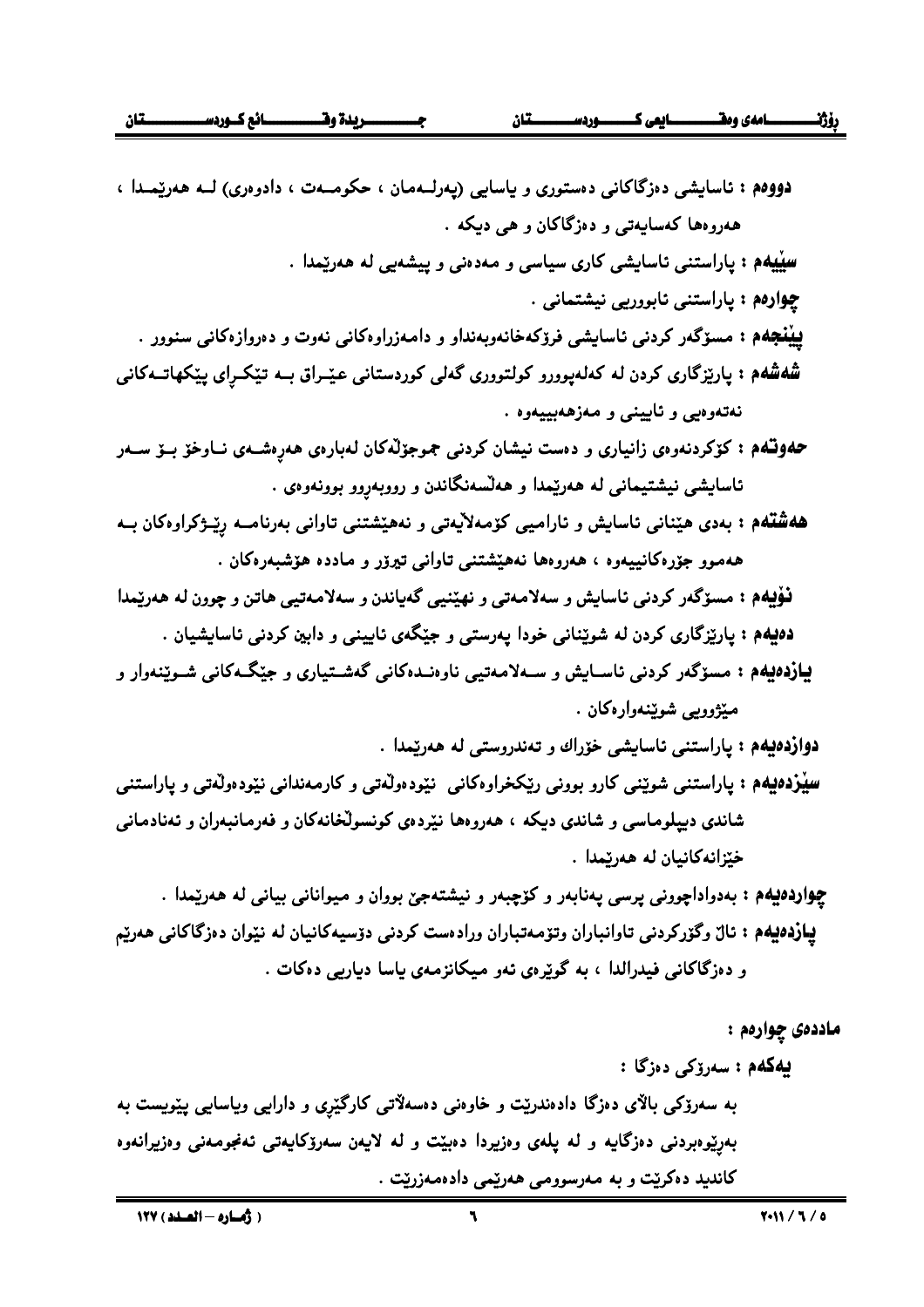**دووەم :** ئاسایشی دەزگاکانی دەستوری و یاسایی (پەرلـەمان ، حکومـەت ، دادوەری) لـە هەرێمـدا ، هەروەها کەسایەتی و دەزگاکان و هی دیکە .

**سێیەم :** پاراستنی ئاسایشی کاری سیاسی و مەدەنی و پیشەیی لە هەرێمدا .

**چوارەم :** پاراستنی ئابووریی نیشتمانی .

**پێنجەم :** مسۆگەر کردنی ئاسایشی فرۆکەخانەوبەنداو و دامەزراوەکانی نەوت و دەروازەکانی سنوور .

**شەشەم :** پارێزگاری کردن لە کەلەپوورو کولتووری گەلی کوردستانی عێـراق بـە تێکـڕای پێکهاتـەکانی نەتەوەیی و ئایینی و مەزهەبییەوە .

**حەوتەم :** کۆکردنەوەی زانیاری و دەست نیشان کردنی جموجۆڵەکان لەبارەی هەڕەشـەی نـاوخۆ بـۆ سـەر ئاسایشی نیشتیمانی لە هەرێمدا و هەڵسەنگاندن و ڕووبەڕوو بوونەوەی .

**هەشتەم :** بەدی هێنانی ئاسایش و ئارامیی کۆمەڵایەتی و نەهێشتنی تاوانی بەرنامـە ڕێـژکراوەکان بـە هەموو جۆرەکانییەوە ، هەروەها نەهێشتنی تاوانی تیرۆر و ماددە هۆشبەرەکان .

**نۆیەم :** مسۆگەر کردنی ئاسایش و سەلامەتی و نهێنیی گەیاندن و سەلامەتیی هاتن و چوون لە هەرێمدا

**دەیەم :** پارێزگاری کردن لە شوێنانی خودا پەرستی و جێگەی ئایینی و دابین کردنی ئاسایشیان .

**یازدەیەم :** مسۆگەر کردنی ئاسـایش و سـەلامەتیی ناوەنـدەکانی گەشـتیاری و جێگـەکانی شـوێنەوار و مێژوویی شوێنەوارەکان .

**دوازدەیەم :** پاراستنی ئاسایشی خۆراك و تەندروستی لە هەرێمدا .

**سێزدەیەم :** پاراستنی شوێنی کارو بوونی ڕێکخراوەکانی نێودەوڵەتی و کارمەندانی نێودەوڵەتی و پاراستنی شاندی دیپلۆماسی و شاندی دیکە ، هەروەها نێردەی کونسوڵخانەکان و فەرمانبەران و ئەندامانی خێزانەکانیان لە هەرێمدا .

**چواردەیەم :** بەدواداچوونی پرسی پەنابەر و کۆچبەر و نیشتەجێ بووان و میوانانی بیانی لە هەرێمدا .

**پازدەیەم :** ئاڵ وگۆڕکردنی تاوانباران وتۆمەتباران ورادەست کردنی دۆسیەکانیان لە نێوان دەزگاکانی هەرێم و دەزگاکانی فیدرالدا ، بە گوێرەی ئەو میکانزمەی یاسا دیاریی دەکات .

**ماددەی چوارەم :**

**یەکەم :** سەرۆکی دەزگا :

بە سەرۆکی باڵای دەزگا دادەندرێت و خاوەنی دەسەڵاتی کارگێڕی و دارایی ویاسایی پێویست بە بەڕێوەبردنی دەزگایە و لە پلەی وەزیردا دەبێت و لە لایەن سەرۆکایەتی ئەنجومەنی وەزیرانەوە کاندید دەکرێت و بە مەرسوومی هەرێمی دادەمەزرێت .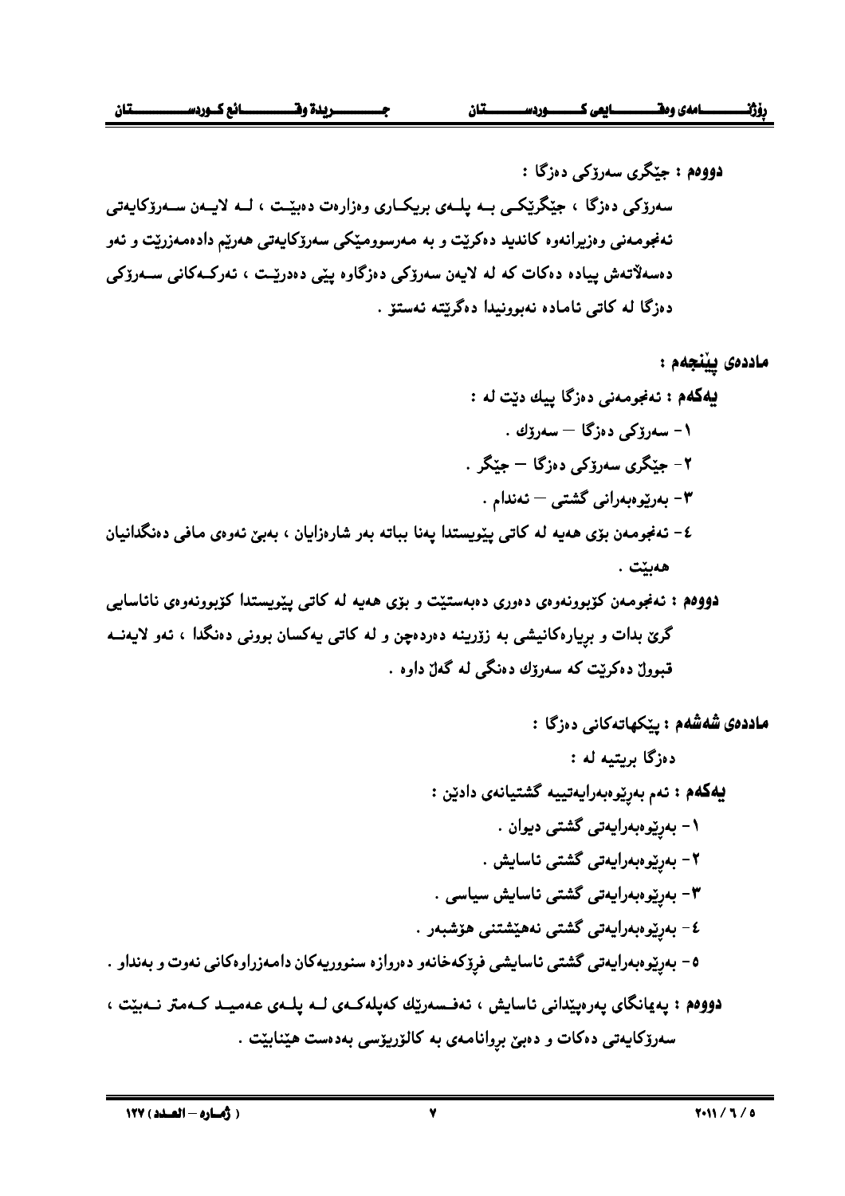**دووەم : جێگری سەرۆکی دەزگا :**

سەرۆکی دەزگا ، جێگرێکـی بـە پلـەی بریکـاری وەزارەت دەبێـت ، لـە لایـەن سـەرۆکایەتی ئەنجومەنی وەزیرانەوە کاندید دەکرێت و بە مەرسومێکی سەرۆکایەتی هەرێم دادەمەزرێت و ئەو دەسەڵاتەش پیادە دەکات کە لە لایەن سەرۆکی دەزگاوە پێی دەدرێـت ، ئەرکـەکانی سـەرۆکی دەزگا لە کاتی ئامادە نەبوونیدا دەگرێتە ئەستۆ .

**ماددەی پێنجەم :**

**یەکەم : ئەنجومەنی دەزگا پێك دێت لە :**

١- سەرۆکی دەزگا – سەرۆك .

٢- جێگری سەرۆکی دەزگا – جێگر .

٣- بەڕێوەبەرانی گشتی – ئەندام .

٤- ئەنجومەن بۆی هەیە لە کاتی پێویستدا پەنا بباتە بەر شارەزایان ، بەبێ ئەوەی مافی دەنگدانیان هەبێت .

**دووەم :** ئەنجومەن کۆبوونەوەی دەوری دەبەستێت و بۆی هەیە لە کاتی پێویستدا کۆبوونەوەی نائاسایی گرێ بدات و بڕیارەکانیشی بە زۆرینە دەردەچن و لە کاتی یەکسان بوونی دەنگدا ، ئەو لایەنـە قبووڵ دەکرێت کە سەرۆك دەنگی لە گەڵ داوە .

**ماددەی شەشەم : پێکهاتەکانی دەزگا :**

دەزگا بریتیە لە :

**یەکەم : ئەم بەڕێوەبەرایەتییە گشتیانەی دادێن :**

١- بەڕێوەبەرایەتی گشتی دیوان .

٢- بەڕێوەبەرایەتی گشتی ئاسایش .

٣- بەڕێوەبەرایەتی گشتی ئاسایش سیاسی .

٤- بەڕێوەبەرایەتی گشتی ئەهێشتنی هۆشبەر .

٥- بەڕێوەبەرایەتی گشتی ئاسایشی فڕۆکەخانەو دەروازە سنووریەکان دامەزراوەکانی نەوت و بەنداو .

**دووەم :** پەیمانگای پەرەپێدانی ئاسایش ، ئەفسـەرێك کەپلەکـەی لـە پلـەی عەمیـد کـەمتر نـەبێت ، سەرۆکایەتی دەکات و دەبێ بڕوانامەی بە کالۆریۆسی بەدەست هێنابێت .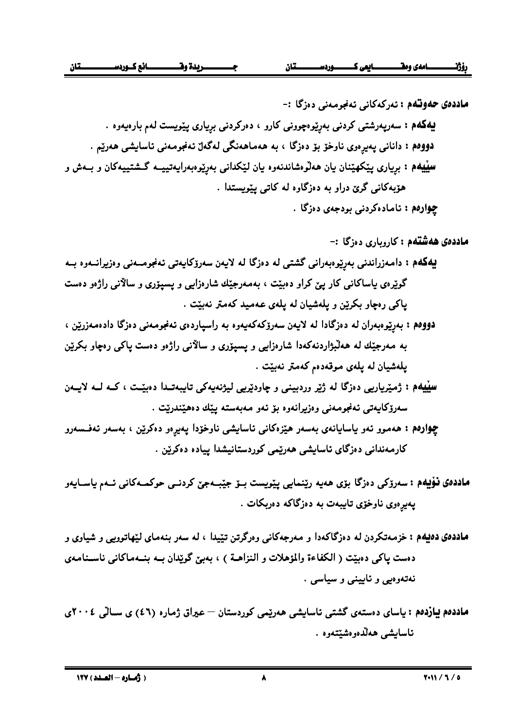**ماددەی حەوتەم :** ئەرکەکانی ئەنجومەنی دەزگا :-

**یەکەم :** سەرپەرشتی کردنی بەڕێوەچوونی کارو ، دەرکردنی بڕیاری پێویست لەم بارەیەوە .

**دووەم :** دانانی پەیڕەوی ناوخۆ بۆ دەزگا ، بە هەماهەنگی لەگەڵ ئەنجومەنی ئاسایشی هەرێم .

**سێیەم :** بڕیاری پێکهێنان یان هەڵوەشاندنەوە یان لێکدانی بەڕێوەبەرایەتییە گشتییەکان و بەش و هۆبەکانی گرێ دراو بە دەزگاوە لە کاتی پێویستدا .

**چوارەم :** ئامادەکردنی بودجەی دەزگا .

**ماددەی هەشتەم :** کاروباری دەزگا :-

**یەکەم :** دامەزراندنی بەڕێوەبەرانی گشتی لە دەزگا لە لایەن سەرۆکایەتی ئەنجومەنی وەزیرانەوە بە گوێرەی یاساکانی کار پێ کراو دەبێت ، بەمەرجێك شارەزایی و پسپۆری و ساڵانی ڕاژەو دەست پاکی رەچاو بکرێن و پلەشیان لە پلەی عەمید کەمتر نەبێت .

**دووەم :** بەڕێوەبەران لە دەزگادا لە لایەن سەرۆکەکەیەوە بە ڕاسپاردەی ئەنجومەنی دەزگا دادەمەزرێن ، بە مەرجێك لە هەڵبژاردنەکەدا شارەزایی و پسپۆری و ساڵانی ڕاژەو دەست پاکی رەچاو بکرێن پلەشیان لە پلەی موقەدەم کەمتر نەبێت .

**سێیەم :** ژمێریاریی دەزگا لە ژێر وردبینی و چاودێریی لیژنەیەکی تایبەتدا دەبێت ، کە لە لایەن سەرۆکایەتی ئەنجومەنی وەزیرانەوە بۆ ئەو مەبەستە پێك دەهێندرێت .

**چوارەم :** هەموو ئەو یاسایانەی بەسەر هێزەکانی ئاسایشی ناوخۆدا پەیڕەو دەکرێن ، بەسەر ئەفسەرو کارمەندانی دەزگای ئاسایشی هەرێمی کوردستانیشدا پیادە دەکرێن .

**ماددەی نۆیەم :** سەرۆکی دەزگا بۆی هەیە ڕێنمایی پێویست بۆ جێبەجێ کردنی حوکمەکانی ئەم یاسایەو پەیڕەوی ناوخۆی تایبەت بە دەزگاکە دەربکات .

**ماددەی دەیەم :** خزمەتکردن لە دەزگاکەدا و مەرجەکانی وەرگرتن تێیدا ، لە سەر بنەمای لێهاتوویی و شیاوی و دەست پاکی دەبێت ( الكفاءة والمؤهلات و النزاهة ) ، بەبێ گوێدان بە بنەماکانی ناسنامەی نەتەوەیی و ئایینی و سیاسی .

**ماددەم یازدەم :** یاسای دەستەی گشتی ئاسایشی هەرێمی کوردستان – عیراق ژمارە (٤٦) ی ساڵی ٢٠٠٤ی ئاسایشی هەڵدەوەشێتەوە .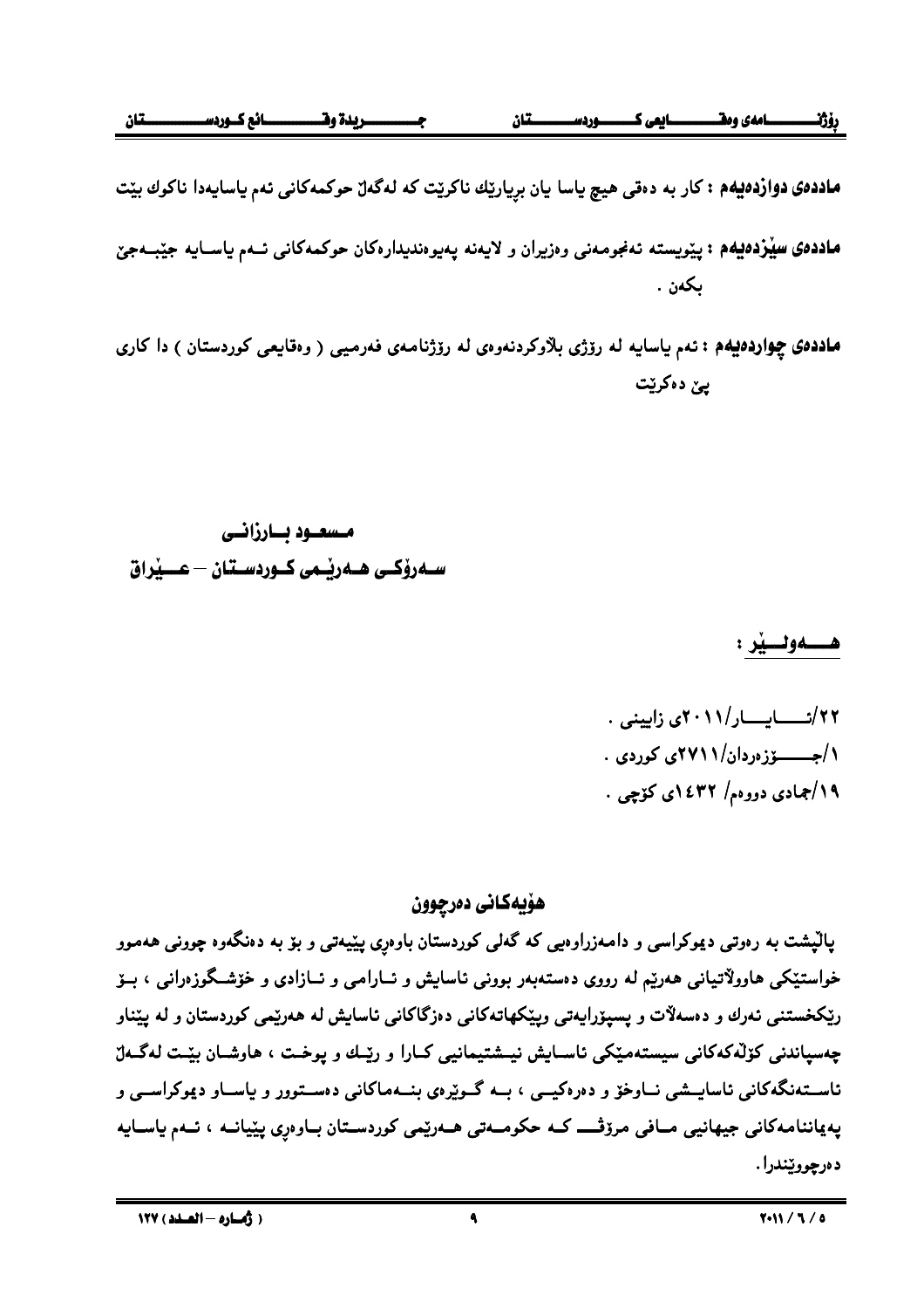**ماددەی دوازدەیەم :** کار بە دەقی هیچ یاسا یان بڕیارێك ناکرێت کە لەگەڵ حوکمەکانی ئەم یاسایەدا ناکوك بێت

**ماددەی سێزدەیەم :** پێویستە ئەنجومەنی وەزیران و لایەنە پەیوەندیدارەکان حوکمەکانی ئـەم یاسـایە جێبـەجێ بکەن .

**ماددەی چواردەیەم :** ئەم یاسایە لە رۆژی بلاوکردنەوەی لە رۆژنامەی فەرمیی ( وەقایعی کوردستان ) دا کاری پێ دەکرێت

**مـسعـود بـارزانــی**
**سـەرۆکــی هـەرێـمی کـوردسـتان – عــێراق**

**هـــەولـــێر :**

٢٢/ئـــــایـــــار/٢٠١١ی زایینی .
١/جـــــۆزەردان/٢٧١١ی کوردی .
١٩/جمادی دووەم/ ١٤٣٢ی کۆچی .

## هۆیەکانی دەرچوون

پاڵپشت بە رەوتی دیموکراسی و دامەزراوەیی کە گەلی کوردستان باوەڕی پێیەتی و بۆ بە دەنگەوە چوونی هەموو خواستێکی هاووڵاتیانی هەرێم لە رووی دەستەبەر بوونی ئاسایش و ئـارامی و ئـازادی و خۆشـگوزەرانی ، بـۆ رێکخستنی ئەرك و دەسەڵات و پسپۆرایەتی وپێکهاتەکانی دەزگاکانی ئاسایش لە هەرێمی کوردستان و لە پێناو چەسپاندنی کۆڵەکەکانی سیستەمێکی ئاسـایش نیـشتیمانیی کـارا و رێـك و پوخـت ، هاوشـان بێـت لەگـەڵ ئاسـتەنگەکانی ئاسایـشی نـاوخۆ و دەرەکیـی ، بـە گـوێرەی بنـەماکانی دەسـتوور و یاسـاو دیموکراسـی و پەیماننامەکانی جیهانیی مـافی مرۆڤـ کـە حکومـەتی هـەرێمی کوردسـتان بـاوەڕی پێیانـە ، ئـەم یاسـایە دەرچووێندرا .